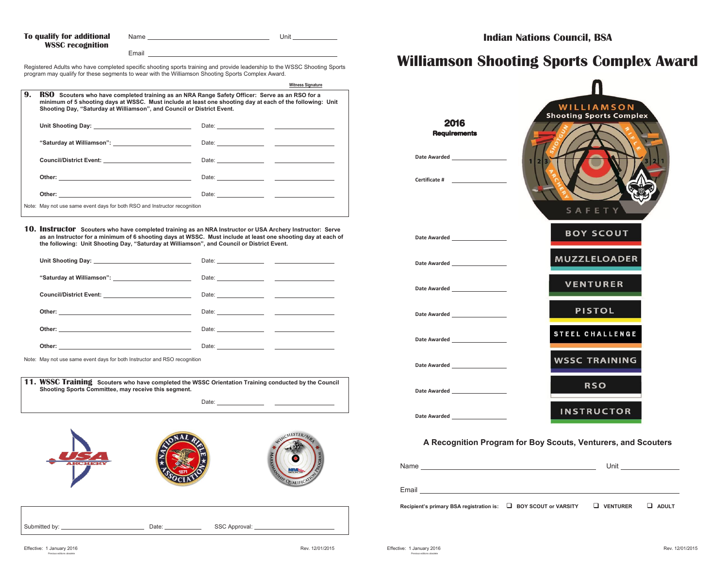**To qualify for additional WSSC recognition**

Name ______________________________ Unit ____________

Email ______________________________

Registered Adults who have completed specific shooting sports training and provide leadership to the WSSC Shooting Sports program may qualify for these segments to wear with the Williamson Shooting Sports Complex Award.

Witness Signature

**9. RSO** Scouters who have completed training as an NRA Range Safety Officer: Serve as an RSO for a minimum of 5 shooting days at WSSC. Must include at least one shooting day at each of the following: Unit Shooting Day, "Saturday at Williamson", and Council or District Event.

Unit Shooting Day: ______________________ Date: ____________ ______________

"Saturday at Williamson": ______________________ Date: ____________ ______________

Council/District Event: ______________________ Date: ____________ ______________

Other: ______________________ Date: ____________ ______________

Other: ______________________ Date: ____________ ______________

Note: May not use same event days for both RSO and Instructor recognition

**10. Instructor** Scouters who have completed training as an NRA Instructor or USA Archery Instructor: Serve as an Instructor for a minimum of 6 shooting days at WSSC. Must include at least one shooting day at each of the following: Unit Shooting Day, "Saturday at Williamson", and Council or District Event.

Unit Shooting Day: ______________________ Date: ____________ ______________

"Saturday at Williamson": ______________________ Date: ____________ ______________

Council/District Event: ______________________ Date: ____________ ______________

Other: ______________________ Date: ____________ ______________

Other: ______________________ Date: ____________ ______________

Other: ______________________ Date: ____________ ______________

Note: May not use same event days for both Instructor and RSO recognition

**11. WSSC Training** Scouters who have completed the WSSC Orientation Training conducted by the Council Shooting Sports Committee, may receive this segment.

Date: ____________ ______________

Submitted by: ______________________ Date: ____________ SSC Approval: ______________________

Effective: 1 January 2016 — Previous editions obsolete — Rev. 12/01/2015

# Indian Nations Council, BSA

# Williamson Shooting Sports Complex Award

**2016 Requirements**

Date Awarded ______________

Certificate # ______________

Date Awarded ______________ BOY SCOUT

Date Awarded ______________ MUZZLELOADER

Date Awarded ______________ VENTURER

Date Awarded ______________ PISTOL

Date Awarded ______________ STEEL CHALLENGE

Date Awarded ______________ WSSC TRAINING

Date Awarded ______________ RSO

Date Awarded ______________ INSTRUCTOR

## A Recognition Program for Boy Scouts, Venturers, and Scouters

Name ______________________________ Unit ____________

Email ______________________________

Recipient's primary BSA registration is: ❑ BOY SCOUT or VARSITY ❑ VENTURER ❑ ADULT

Effective: 1 January 2016 — Previous editions obsolete — Rev. 12/01/2015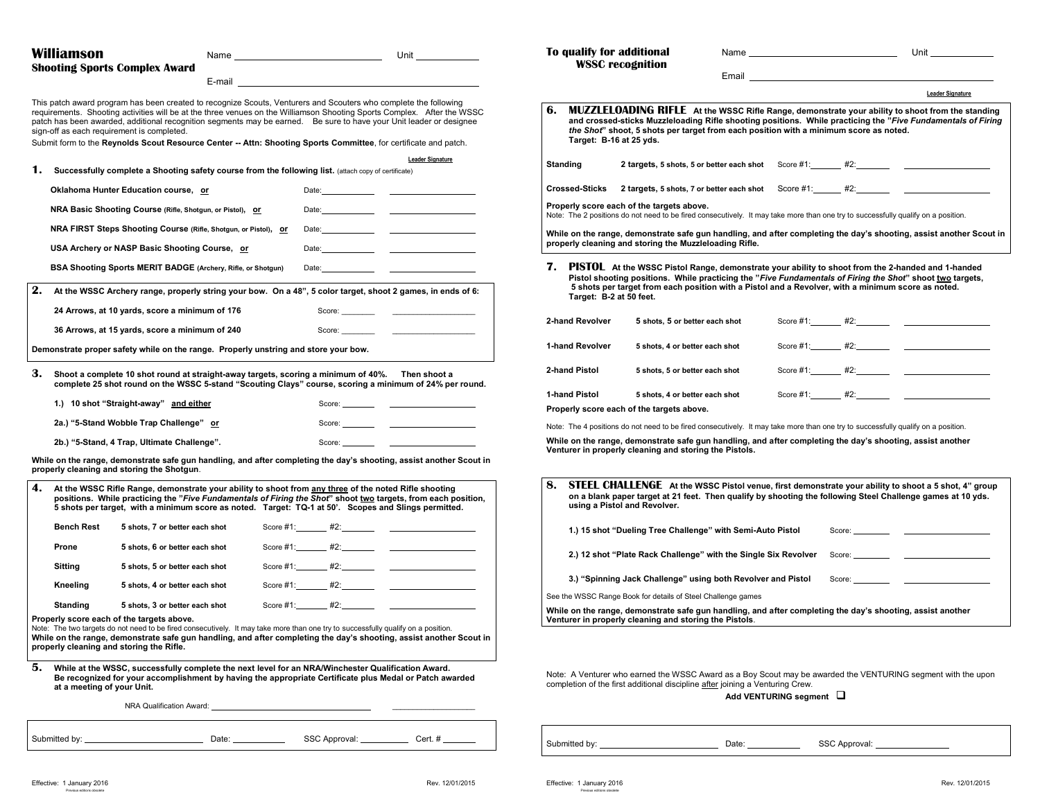# Williamson Shooting Sports Complex Award

Name ______________________ Unit __________

E-mail ______________________

This patch award program has been created to recognize Scouts, Venturers and Scouters who complete the following requirements. Shooting activities will be at the three venues on the Williamson Shooting Sports Complex. After the WSSC patch has been awarded, additional recognition segments may be earned. Be sure to have your Unit leader or designee sign-off as each requirement is completed.

Submit form to the **Reynolds Scout Resource Center -- Attn: Shooting Sports Committee**, for certificate and patch.

**1. Successfully complete a Shooting safety course from the following list.** (attach copy of certificate)

| | | Leader Signature |
|---|---|---|
| **Oklahoma Hunter Education course, or** | Date: ________ | ________ |
| **NRA Basic Shooting Course** (Rifle, Shotgun, or Pistol), **or** | Date: ________ | ________ |
| **NRA FIRST Steps Shooting Course** (Rifle, Shotgun, or Pistol), **or** | Date: ________ | ________ |
| **USA Archery or NASP Basic Shooting Course, or** | Date: ________ | ________ |
| **BSA Shooting Sports MERIT BADGE** (Archery, Rifle, or Shotgun) | Date: ________ | ________ |

**2. At the WSSC Archery range, properly string your bow. On a 48", 5 color target, shoot 2 games, in ends of 6:**

| | | |
|---|---|---|
| **24 Arrows, at 10 yards, score a minimum of 176** | Score: ________ | ________ |
| **36 Arrows, at 15 yards, score a minimum of 240** | Score: ________ | ________ |

**Demonstrate proper safety while on the range. Properly unstring and store your bow.**

**3. Shoot a complete 10 shot round at straight-away targets, scoring a minimum of 40%. Then shoot a complete 25 shot round on the WSSC 5-stand "Scouting Clays" course, scoring a minimum of 24% per round.**

| | | |
|---|---|---|
| **1.) 10 shot "Straight-away" and either** | Score: ________ | ________ |
| **2a.) "5-Stand Wobble Trap Challenge" or** | Score: ________ | ________ |
| **2b.) "5-Stand, 4 Trap, Ultimate Challenge".** | Score: ________ | ________ |

**While on the range, demonstrate safe gun handling, and after completing the day's shooting, assist another Scout in properly cleaning and storing the Shotgun.**

**4. At the WSSC Rifle Range, demonstrate your ability to shoot from any three of the noted Rifle shooting positions. While practicing the "*Five Fundamentals of Firing the Shot*" shoot two targets, from each position, 5 shots per target, with a minimum score as noted. Target: TQ-1 at 50'. Scopes and Slings permitted.**

| | | | |
|---|---|---|---|
| **Bench Rest** | **5 shots, 7 or better each shot** | Score #1: ______ #2: ______ | ________ |
| **Prone** | **5 shots, 6 or better each shot** | Score #1: ______ #2: ______ | ________ |
| **Sitting** | **5 shots, 5 or better each shot** | Score #1: ______ #2: ______ | ________ |
| **Kneeling** | **5 shots, 4 or better each shot** | Score #1: ______ #2: ______ | ________ |
| **Standing** | **5 shots, 3 or better each shot** | Score #1: ______ #2: ______ | ________ |

**Properly score each of the targets above.**

Note: The two targets do not need to be fired consecutively. It may take more than one try to successfully qualify on a position.

**While on the range, demonstrate safe gun handling, and after completing the day's shooting, assist another Scout in properly cleaning and storing the Rifle.**

**5. While at the WSSC, successfully complete the next level for an NRA/Winchester Qualification Award. Be recognized for your accomplishment by having the appropriate Certificate plus Medal or Patch awarded at a meeting of your Unit.**

NRA Qualification Award: ______________________ ________

Submitted by: ______________ Date: ________ SSC Approval: ________ Cert. # ______

Effective: 1 January 2016 — Previous editions obsolete — Rev. 12/01/2015

# To qualify for additional WSSC recognition

Name ______________________ Unit __________

Email ______________________

**6. MUZZLELOADING RIFLE At the WSSC Rifle Range, demonstrate your ability to shoot from the standing and crossed-sticks Muzzleloading Rifle shooting positions. While practicing the "*Five Fundamentals of Firing the Shot*" shoot, 5 shots per target from each position with a minimum score as noted. Target: B-16 at 25 yds.**

| | | | Leader Signature |
|---|---|---|---|
| **Standing** | **2 targets, 5 shots, 5 or better each shot** | Score #1: ______ #2: ______ | ________ |
| **Crossed-Sticks** | **2 targets, 5 shots, 7 or better each shot** | Score #1: ______ #2: ______ | ________ |

**Properly score each of the targets above.**

Note: The 2 positions do not need to be fired consecutively. It may take more than one try to successfully qualify on a position.

**While on the range, demonstrate safe gun handling, and after completing the day's shooting, assist another Scout in properly cleaning and storing the Muzzleloading Rifle.**

**7. PISTOL At the WSSC Pistol Range, demonstrate your ability to shoot from the 2-handed and 1-handed Pistol shooting positions. While practicing the "*Five Fundamentals of Firing the Shot*" shoot two targets, 5 shots per target from each position with a Pistol and a Revolver, with a minimum score as noted. Target: B-2 at 50 feet.**

| | | | |
|---|---|---|---|
| **2-hand Revolver** | **5 shots, 5 or better each shot** | Score #1: ______ #2: ______ | ________ |
| **1-hand Revolver** | **5 shots, 4 or better each shot** | Score #1: ______ #2: ______ | ________ |
| **2-hand Pistol** | **5 shots, 5 or better each shot** | Score #1: ______ #2: ______ | ________ |
| **1-hand Pistol** | **5 shots, 4 or better each shot** | Score #1: ______ #2: ______ | ________ |

**Properly score each of the targets above.**

Note: The 4 positions do not need to be fired consecutively. It may take more than one try to successfully qualify on a position.

**While on the range, demonstrate safe gun handling, and after completing the day's shooting, assist another Venturer in properly cleaning and storing the Pistols.**

**8. STEEL CHALLENGE At the WSSC Pistol venue, first demonstrate your ability to shoot a 5 shot, 4" group on a blank paper target at 21 feet. Then qualify by shooting the following Steel Challenge games at 10 yds. using a Pistol and Revolver.**

| | | |
|---|---|---|
| **1.) 15 shot "Dueling Tree Challenge" with Semi-Auto Pistol** | Score: ________ | ________ |
| **2.) 12 shot "Plate Rack Challenge" with the Single Six Revolver** | Score: ________ | ________ |
| **3.) "Spinning Jack Challenge" using both Revolver and Pistol** | Score: ________ | ________ |

See the WSSC Range Book for details of Steel Challenge games

**While on the range, demonstrate safe gun handling, and after completing the day's shooting, assist another Venturer in properly cleaning and storing the Pistols.**

Note: A Venturer who earned the WSSC Award as a Boy Scout may be awarded the VENTURING segment with the upon completion of the first additional discipline after joining a Venturing Crew.

**Add VENTURING segment** ☐

Submitted by: ______________ Date: ________ SSC Approval: ________

Effective: 1 January 2016 — Previous editions obsolete — Rev. 12/01/2015